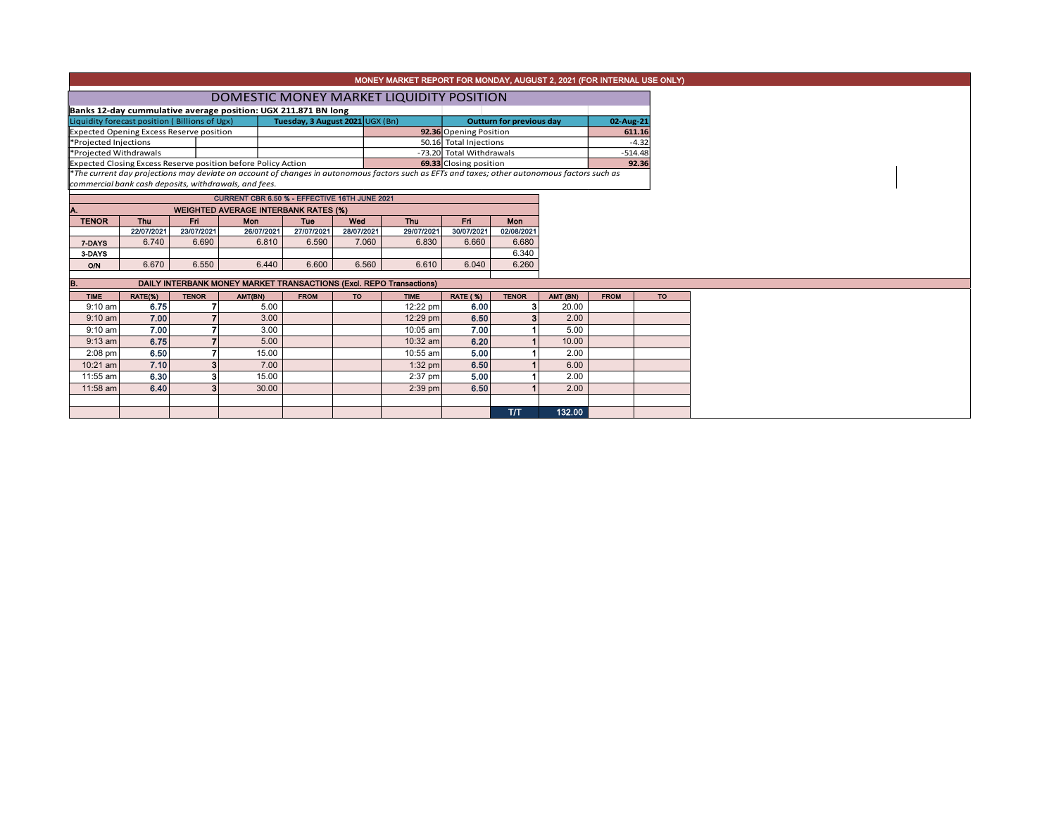# MONEY MARKET REPORT FOR MONDAY, AUGUST 2, 2021 (FOR INTERNAL USE ONLY)

## DOMESTIC MONEY MARKET LIQUIDITY POSITION

**Banks 12-day cummulative average position: UGX 211.871 BN long**

| Liquidity forecast position ( Billions of Ugx) | Tuesday, 3 August 2021 | UGX (Bn) | Outturn for previous day | 02-Aug-21 |
|---|---|---|---|---|
| Expected Opening Excess Reserve position | | 92.36 | Opening Position | 611.16 |
| *Projected Injections | | 50.16 | Total Injections | -4.32 |
| *Projected Withdrawals | | -73.20 | Total Withdrawals | -514.48 |
| Expected Closing Excess Reserve position before Policy Action | | 69.33 | Closing position | 92.36 |

*\*The current day projections may deviate on account of changes in autonomous factors such as EFTs and taxes; other autonomous factors such as commercial bank cash deposits, withdrawals, and fees.*

**CURRENT CBR 6.50 % - EFFECTIVE 16TH JUNE 2021**

### A. WEIGHTED AVERAGE INTERBANK RATES (%)

| TENOR | Thu | Fri | Mon | Tue | Wed | Thu | Fri | Mon |
|---|---|---|---|---|---|---|---|---|
| | 22/07/2021 | 23/07/2021 | 26/07/2021 | 27/07/2021 | 28/07/2021 | 29/07/2021 | 30/07/2021 | 02/08/2021 |
| 7-DAYS | 6.740 | 6.690 | 6.810 | 6.590 | 7.060 | 6.830 | 6.660 | 6.680 |
| 3-DAYS | | | | | | | | 6.340 |
| O/N | 6.670 | 6.550 | 6.440 | 6.600 | 6.560 | 6.610 | 6.040 | 6.260 |

### B. DAILY INTERBANK MONEY MARKET TRANSACTIONS (Excl. REPO Transactions)

| TIME | RATE(%) | TENOR | AMT(BN) | FROM | TO | TIME | RATE ( %) | TENOR | AMT (BN) | FROM | TO |
|---|---|---|---|---|---|---|---|---|---|---|---|
| 9:10 am | 6.75 | 7 | 5.00 | | | 12:22 pm | 6.00 | 3 | 20.00 | | |
| 9:10 am | 7.00 | 7 | 3.00 | | | 12:29 pm | 6.50 | 3 | 2.00 | | |
| 9:10 am | 7.00 | 7 | 3.00 | | | 10:05 am | 7.00 | 1 | 5.00 | | |
| 9:13 am | 6.75 | 7 | 5.00 | | | 10:32 am | 6.20 | 1 | 10.00 | | |
| 2:08 pm | 6.50 | 7 | 15.00 | | | 10:55 am | 5.00 | 1 | 2.00 | | |
| 10:21 am | 7.10 | 3 | 7.00 | | | 1:32 pm | 6.50 | 1 | 6.00 | | |
| 11:55 am | 6.30 | 3 | 15.00 | | | 2:37 pm | 5.00 | 1 | 2.00 | | |
| 11:58 am | 6.40 | 3 | 30.00 | | | 2:39 pm | 6.50 | 1 | 2.00 | | |
| | | | | | | | | | | | |
| | | | | | | | | T/T | 132.00 | | |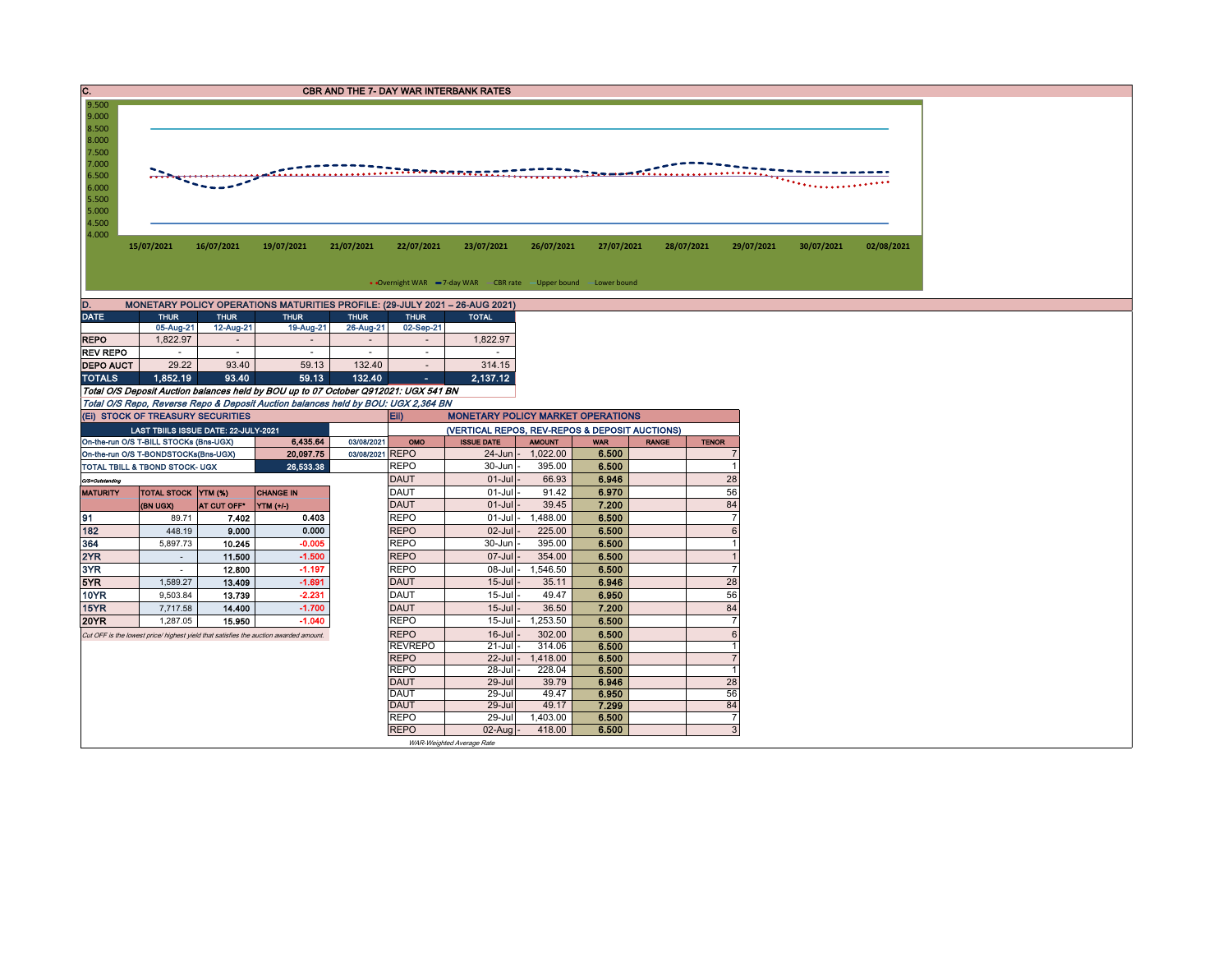## C. CBR AND THE 7- DAY WAR INTERBANK RATES

9.500
9.000
8.500
8.000
7.500
7.000
6.500
6.000
5.500
5.000
4.500
4.000

15/07/2021 16/07/2021 19/07/2021 21/07/2021 22/07/2021 23/07/2021 26/07/2021 27/07/2021 28/07/2021 29/07/2021 30/07/2021 02/08/2021

Overnight WAR — 7-day WAR — CBR rate — Upper bound — Lower bound

## D. MONETARY POLICY OPERATIONS MATURITIES PROFILE: (29-JULY 2021 – 26-AUG 2021)

| DATE | THUR | THUR | THUR | THUR | THUR | TOTAL |
|---|---|---|---|---|---|---|
| | 05-Aug-21 | 12-Aug-21 | 19-Aug-21 | 26-Aug-21 | 02-Sep-21 | |
| REPO | 1,822.97 | - | - | - | - | 1,822.97 |
| REV REPO | - | - | - | - | - | - |
| DEPO AUCT | 29.22 | 93.40 | 59.13 | 132.40 | - | 314.15 |
| TOTALS | 1,852.19 | 93.40 | 59.13 | 132.40 | - | 2,137.12 |

*Total O/S Deposit Auction balances held by BOU up to 07 October Q912021: UGX 541 BN*

*Total O/S Repo, Reverse Repo & Deposit Auction balances held by BOU: UGX 2,364 BN*

### (Ei) STOCK OF TREASURY SECURITIES

| LAST TBIILS ISSUE DATE: 22-JULY-2021 | | |
|---|---|---|
| On-the-run O/S T-BILL STOCKs (Bns-UGX) | 6,435.64 | 03/08/2021 |
| On-the-run O/S T-BONDSTOCKs(Bns-UGX) | 20,097.75 | 03/08/2021 |
| TOTAL TBILL & TBOND STOCK- UGX | 26,533.38 | |

O/S=Outstanding

| MATURITY | TOTAL STOCK (BN UGX) | YTM (%) AT CUT OFF* | CHANGE IN YTM (+/-) |
|---|---|---|---|
| 91 | 89.71 | 7.402 | 0.403 |
| 182 | 448.19 | 9.000 | 0.000 |
| 364 | 5,897.73 | 10.245 | -0.005 |
| 2YR | - | 11.500 | -1.500 |
| 3YR | - | 12.800 | -1.197 |
| 5YR | 1,589.27 | 13.409 | -1.691 |
| 10YR | 9,503.84 | 13.739 | -2.231 |
| 15YR | 7,717.58 | 14.400 | -1.700 |
| 20YR | 1,287.05 | 15.950 | -1.040 |

*Cut OFF is the lowest price/ highest yield that satisfies the auction awarded amount.*

### Eii) MONETARY POLICY MARKET OPERATIONS

(VERTICAL REPOS, REV-REPOS & DEPOSIT AUCTIONS)

| OMO | ISSUE DATE | AMOUNT | WAR | RANGE | TENOR |
|---|---|---|---|---|---|
| REPO | 24-Jun - | 1,022.00 | 6.500 | | 7 |
| REPO | 30-Jun - | 395.00 | 6.500 | | 1 |
| DAUT | 01-Jul - | 66.93 | 6.946 | | 28 |
| DAUT | 01-Jul - | 91.42 | 6.970 | | 56 |
| DAUT | 01-Jul - | 39.45 | 7.200 | | 84 |
| REPO | 01-Jul - | 1,488.00 | 6.500 | | 7 |
| REPO | 02-Jul - | 225.00 | 6.500 | | 6 |
| REPO | 30-Jun - | 395.00 | 6.500 | | 1 |
| REPO | 07-Jul - | 354.00 | 6.500 | | 1 |
| REPO | 08-Jul - | 1,546.50 | 6.500 | | 7 |
| DAUT | 15-Jul - | 35.11 | 6.946 | | 28 |
| DAUT | 15-Jul - | 49.47 | 6.950 | | 56 |
| DAUT | 15-Jul - | 36.50 | 7.200 | | 84 |
| REPO | 15-Jul - | 1,253.50 | 6.500 | | 7 |
| REPO | 16-Jul - | 302.00 | 6.500 | | 6 |
| REVREPO | 21-Jul - | 314.06 | 6.500 | | 1 |
| REPO | 22-Jul - | 1,418.00 | 6.500 | | 7 |
| REPO | 28-Jul - | 228.04 | 6.500 | | 1 |
| DAUT | 29-Jul | 39.79 | 6.946 | | 28 |
| DAUT | 29-Jul | 49.47 | 6.950 | | 56 |
| DAUT | 29-Jul | 49.17 | 7.299 | | 84 |
| REPO | 29-Jul | 1,403.00 | 6.500 | | 7 |
| REPO | 02-Aug - | 418.00 | 6.500 | | 3 |

*WAR-Weighted Average Rate*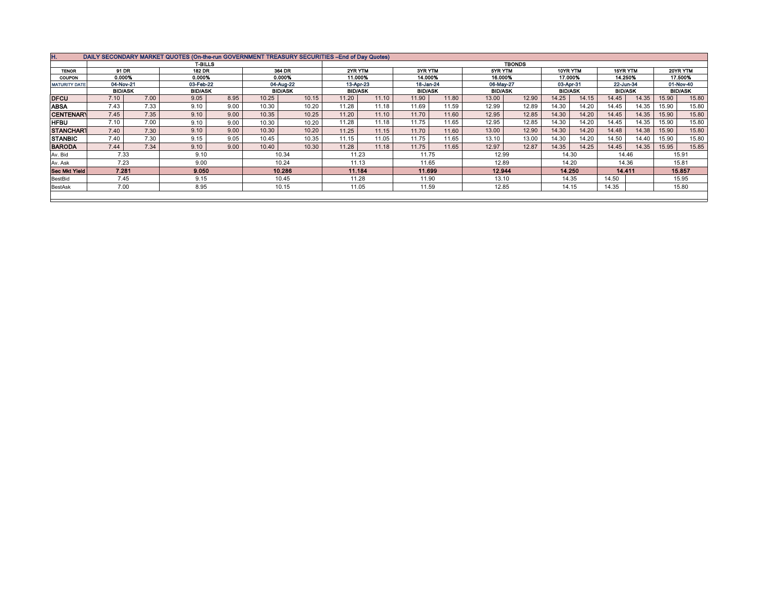| H. | DAILY SECONDARY MARKET QUOTES (On-the-run GOVERNMENT TREASURY SECURITIES –End of Day Quotes) | | | | | | | | | | | | | | | | | |
|---|---|---|---|---|---|---|---|---|---|---|---|---|---|---|---|---|---|---|
| | T-BILLS | | | | | | TBONDS | | | | | | | | | | | |
| TENOR | 91 DR | | 182 DR | | 364 DR | | 2YR YTM | | 3YR YTM | | 5YR YTM | | 10YR YTM | | 15YR YTM | | 20YR YTM | |
| COUPON | 0.000% | | 0.000% | | 0.000% | | 11.000% | | 14.000% | | 16.000% | | 17.000% | | 14.250% | | 17.500% | |
| MATURITY DATE | 04-Nov-21 | | 03-Feb-22 | | 04-Aug-22 | | 13-Apr-23 | | 18-Jan-24 | | 06-May-27 | | 03-Apr-31 | | 22-Jun-34 | | 01-Nov-40 | |
| | BID/ASK | | BID/ASK | | BID/ASK | | BID/ASK | | BID/ASK | | BID/ASK | | BID/ASK | | BID/ASK | | BID/ASK | |
| DFCU | 7.10 | 7.00 | 9.05 | 8.95 | 10.25 | 10.15 | 11.20 | 11.10 | 11.90 | 11.80 | 13.00 | 12.90 | 14.25 | 14.15 | 14.45 | 14.35 | 15.90 | 15.80 |
| ABSA | 7.43 | 7.33 | 9.10 | 9.00 | 10.30 | 10.20 | 11.28 | 11.18 | 11.69 | 11.59 | 12.99 | 12.89 | 14.30 | 14.20 | 14.45 | 14.35 | 15.90 | 15.80 |
| CENTENARY | 7.45 | 7.35 | 9.10 | 9.00 | 10.35 | 10.25 | 11.20 | 11.10 | 11.70 | 11.60 | 12.95 | 12.85 | 14.30 | 14.20 | 14.45 | 14.35 | 15.90 | 15.80 |
| HFBU | 7.10 | 7.00 | 9.10 | 9.00 | 10.30 | 10.20 | 11.28 | 11.18 | 11.75 | 11.65 | 12.95 | 12.85 | 14.30 | 14.20 | 14.45 | 14.35 | 15.90 | 15.80 |
| STANCHART | 7.40 | 7.30 | 9.10 | 9.00 | 10.30 | 10.20 | 11.25 | 11.15 | 11.70 | 11.60 | 13.00 | 12.90 | 14.30 | 14.20 | 14.48 | 14.38 | 15.90 | 15.80 |
| STANBIC | 7.40 | 7.30 | 9.15 | 9.05 | 10.45 | 10.35 | 11.15 | 11.05 | 11.75 | 11.65 | 13.10 | 13.00 | 14.30 | 14.20 | 14.50 | 14.40 | 15.90 | 15.80 |
| BARODA | 7.44 | 7.34 | 9.10 | 9.00 | 10.40 | 10.30 | 11.28 | 11.18 | 11.75 | 11.65 | 12.97 | 12.87 | 14.35 | 14.25 | 14.45 | 14.35 | 15.95 | 15.85 |
| Av. Bid | 7.33 | | 9.10 | | 10.34 | | 11.23 | | 11.75 | | 12.99 | | 14.30 | | 14.46 | | 15.91 | |
| Av. Ask | 7.23 | | 9.00 | | 10.24 | | 11.13 | | 11.65 | | 12.89 | | 14.20 | | 14.36 | | 15.81 | |
| **Sec Mkt Yield** | **7.281** | | **9.050** | | **10.286** | | **11.184** | | **11.699** | | **12.944** | | **14.250** | | **14.411** | | **15.857** | |
| BestBid | 7.45 | | 9.15 | | 10.45 | | 11.28 | | 11.90 | | 13.10 | | 14.35 | | 14.50 | | 15.95 | |
| BestAsk | 7.00 | | 8.95 | | 10.15 | | 11.05 | | 11.59 | | 12.85 | | 14.15 | | 14.35 | | 15.80 | |